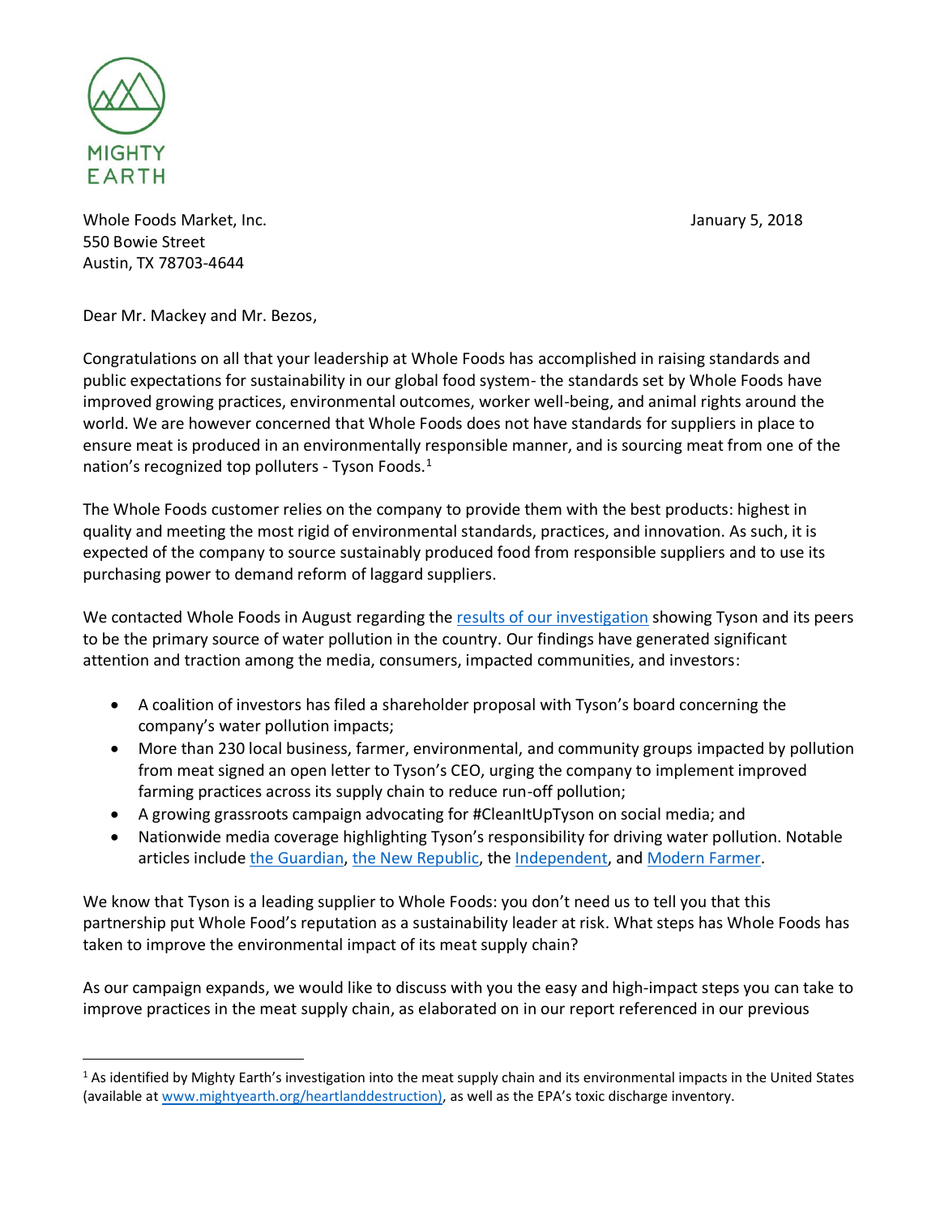MIGHTY
EARTH

Whole Foods Market, Inc.
550 Bowie Street
Austin, TX 78703-4644

January 5, 2018

Dear Mr. Mackey and Mr. Bezos,

Congratulations on all that your leadership at Whole Foods has accomplished in raising standards and public expectations for sustainability in our global food system- the standards set by Whole Foods have improved growing practices, environmental outcomes, worker well-being, and animal rights around the world. We are however concerned that Whole Foods does not have standards for suppliers in place to ensure meat is produced in an environmentally responsible manner, and is sourcing meat from one of the nation's recognized top polluters - Tyson Foods.[1]

The Whole Foods customer relies on the company to provide them with the best products: highest in quality and meeting the most rigid of environmental standards, practices, and innovation. As such, it is expected of the company to source sustainably produced food from responsible suppliers and to use its purchasing power to demand reform of laggard suppliers.

We contacted Whole Foods in August regarding the results of our investigation showing Tyson and its peers to be the primary source of water pollution in the country. Our findings have generated significant attention and traction among the media, consumers, impacted communities, and investors:

- A coalition of investors has filed a shareholder proposal with Tyson's board concerning the company's water pollution impacts;
- More than 230 local business, farmer, environmental, and community groups impacted by pollution from meat signed an open letter to Tyson's CEO, urging the company to implement improved farming practices across its supply chain to reduce run-off pollution;
- A growing grassroots campaign advocating for #CleanItUpTyson on social media; and
- Nationwide media coverage highlighting Tyson's responsibility for driving water pollution. Notable articles include the Guardian, the New Republic, the Independent, and Modern Farmer.

We know that Tyson is a leading supplier to Whole Foods: you don't need us to tell you that this partnership put Whole Food's reputation as a sustainability leader at risk. What steps has Whole Foods has taken to improve the environmental impact of its meat supply chain?

As our campaign expands, we would like to discuss with you the easy and high-impact steps you can take to improve practices in the meat supply chain, as elaborated on in our report referenced in our previous

[1] As identified by Mighty Earth's investigation into the meat supply chain and its environmental impacts in the United States (available at www.mightyearth.org/heartlanddestruction), as well as the EPA's toxic discharge inventory.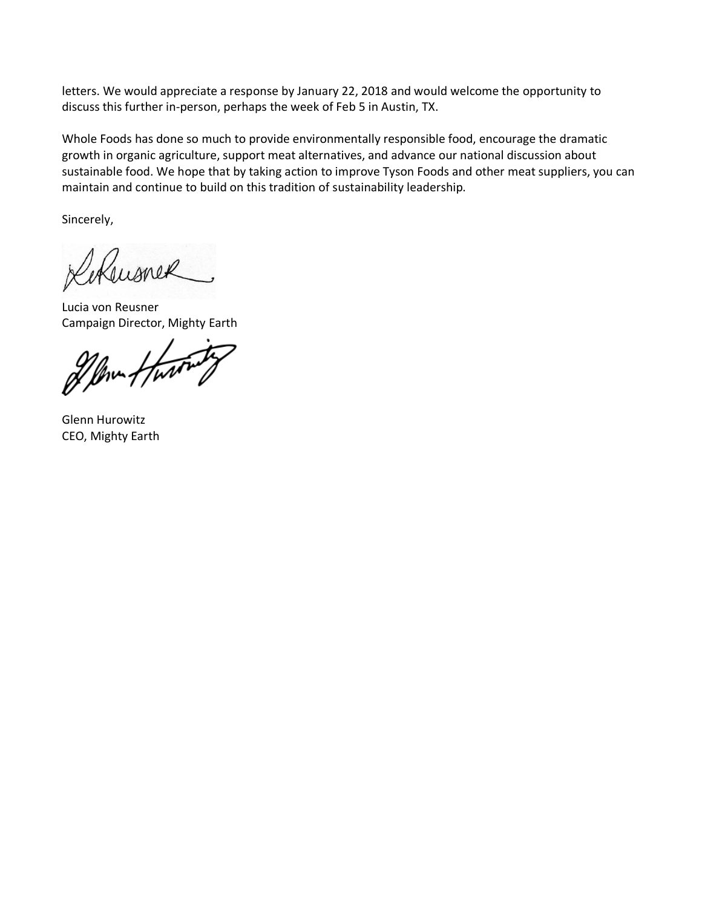letters. We would appreciate a response by January 22, 2018 and would welcome the opportunity to discuss this further in-person, perhaps the week of Feb 5 in Austin, TX.

Whole Foods has done so much to provide environmentally responsible food, encourage the dramatic growth in organic agriculture, support meat alternatives, and advance our national discussion about sustainable food. We hope that by taking action to improve Tyson Foods and other meat suppliers, you can maintain and continue to build on this tradition of sustainability leadership.

Sincerely,

Lucia von Reusner
Campaign Director, Mighty Earth

Glenn Hurowitz
CEO, Mighty Earth